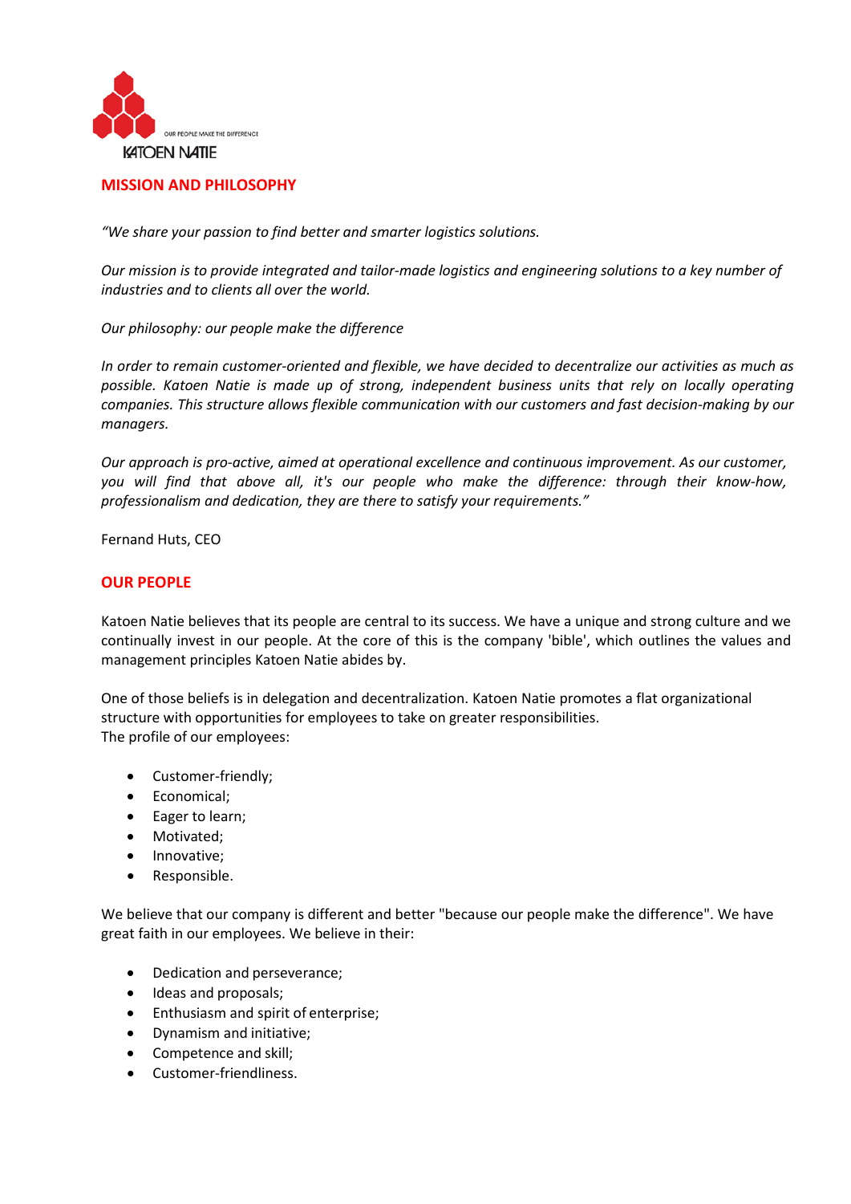OUR PEOPLE MAKE THE DIFFERENCE

KATOEN NATIE

## MISSION AND PHILOSOPHY

*"We share your passion to find better and smarter logistics solutions.*

*Our mission is to provide integrated and tailor-made logistics and engineering solutions to a key number of industries and to clients all over the world.*

*Our philosophy: our people make the difference*

*In order to remain customer-oriented and flexible, we have decided to decentralize our activities as much as possible. Katoen Natie is made up of strong, independent business units that rely on locally operating companies. This structure allows flexible communication with our customers and fast decision-making by our managers.*

*Our approach is pro-active, aimed at operational excellence and continuous improvement. As our customer, you will find that above all, it's our people who make the difference: through their know-how, professionalism and dedication, they are there to satisfy your requirements."*

Fernand Huts, CEO

## OUR PEOPLE

Katoen Natie believes that its people are central to its success. We have a unique and strong culture and we continually invest in our people. At the core of this is the company 'bible', which outlines the values and management principles Katoen Natie abides by.

One of those beliefs is in delegation and decentralization. Katoen Natie promotes a flat organizational structure with opportunities for employees to take on greater responsibilities.
The profile of our employees:

- Customer-friendly;
- Economical;
- Eager to learn;
- Motivated;
- Innovative;
- Responsible.

We believe that our company is different and better "because our people make the difference". We have great faith in our employees. We believe in their:

- Dedication and perseverance;
- Ideas and proposals;
- Enthusiasm and spirit of enterprise;
- Dynamism and initiative;
- Competence and skill;
- Customer-friendliness.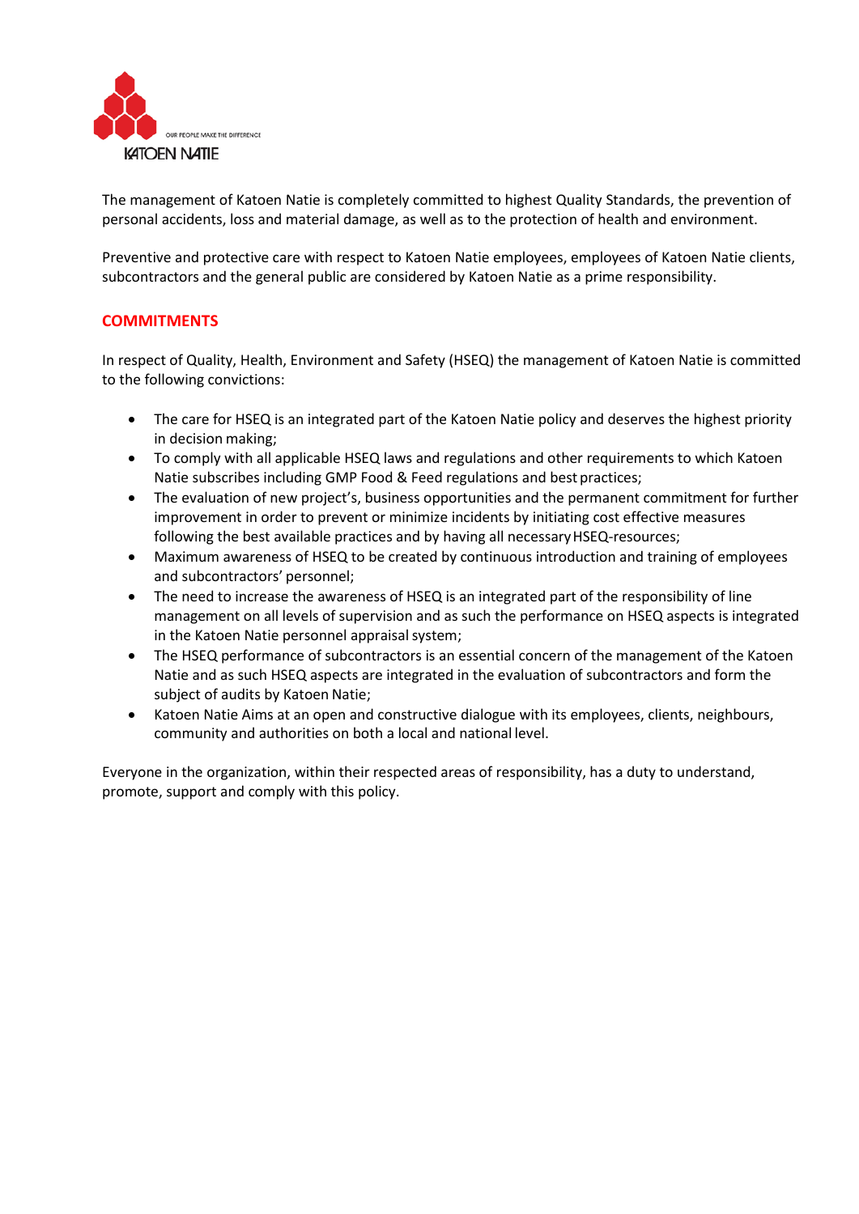OUR PEOPLE MAKE THE DIFFERENCE

KATOEN NATIE

The management of Katoen Natie is completely committed to highest Quality Standards, the prevention of personal accidents, loss and material damage, as well as to the protection of health and environment.

Preventive and protective care with respect to Katoen Natie employees, employees of Katoen Natie clients, subcontractors and the general public are considered by Katoen Natie as a prime responsibility.

## COMMITMENTS

In respect of Quality, Health, Environment and Safety (HSEQ) the management of Katoen Natie is committed to the following convictions:

- The care for HSEQ is an integrated part of the Katoen Natie policy and deserves the highest priority in decision making;
- To comply with all applicable HSEQ laws and regulations and other requirements to which Katoen Natie subscribes including GMP Food & Feed regulations and best practices;
- The evaluation of new project's, business opportunities and the permanent commitment for further improvement in order to prevent or minimize incidents by initiating cost effective measures following the best available practices and by having all necessary HSEQ-resources;
- Maximum awareness of HSEQ to be created by continuous introduction and training of employees and subcontractors' personnel;
- The need to increase the awareness of HSEQ is an integrated part of the responsibility of line management on all levels of supervision and as such the performance on HSEQ aspects is integrated in the Katoen Natie personnel appraisal system;
- The HSEQ performance of subcontractors is an essential concern of the management of the Katoen Natie and as such HSEQ aspects are integrated in the evaluation of subcontractors and form the subject of audits by Katoen Natie;
- Katoen Natie Aims at an open and constructive dialogue with its employees, clients, neighbours, community and authorities on both a local and national level.

Everyone in the organization, within their respected areas of responsibility, has a duty to understand, promote, support and comply with this policy.